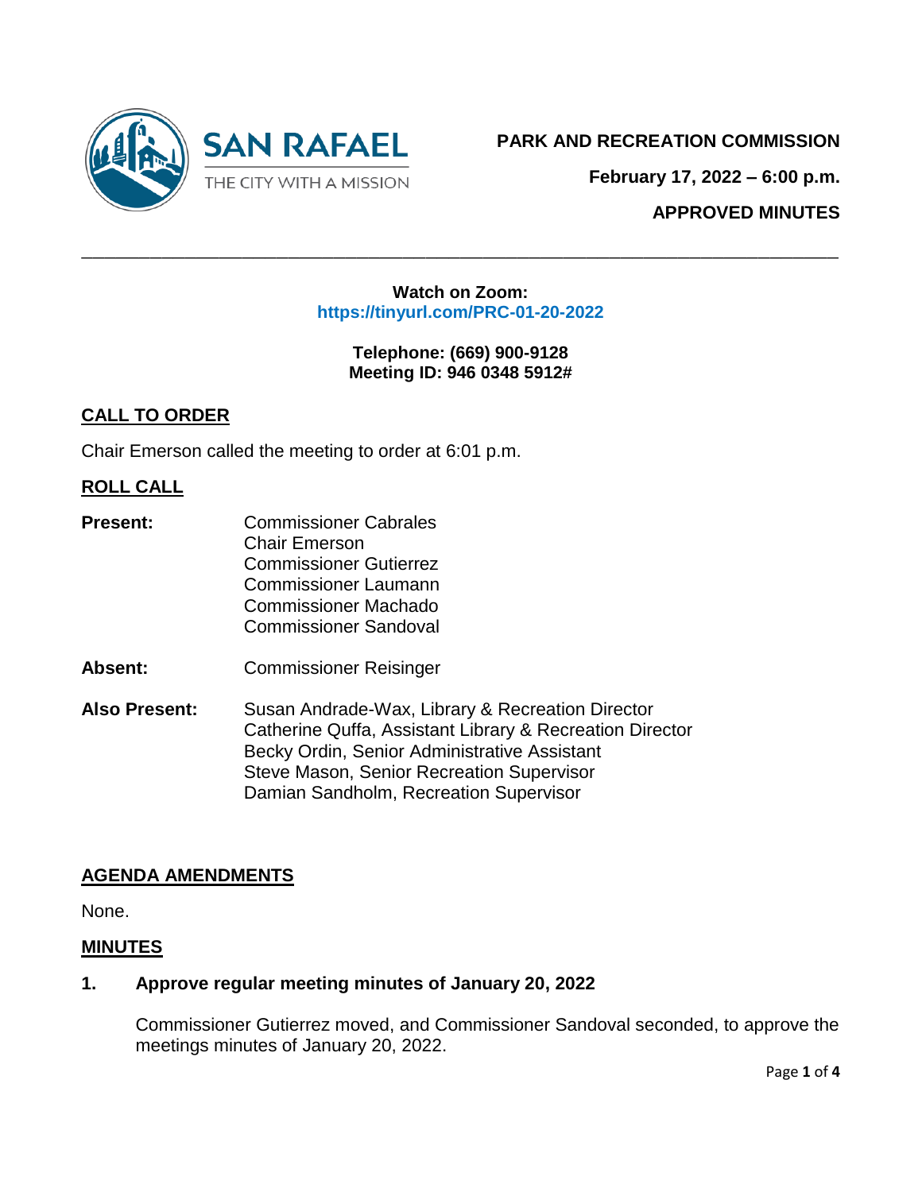SAN RAFAEL
THE CITY WITH A MISSION

**PARK AND RECREATION COMMISSION**

**February 17, 2022 – 6:00 p.m.**

**APPROVED MINUTES**

---

**Watch on Zoom:**
**https://tinyurl.com/PRC-01-20-2022**

**Telephone: (669) 900-9128**
**Meeting ID: 946 0348 5912#**

## CALL TO ORDER

Chair Emerson called the meeting to order at 6:01 p.m.

## ROLL CALL

**Present:**
Commissioner Cabrales
Chair Emerson
Commissioner Gutierrez
Commissioner Laumann
Commissioner Machado
Commissioner Sandoval

**Absent:**
Commissioner Reisinger

**Also Present:**
Susan Andrade-Wax, Library & Recreation Director
Catherine Quffa, Assistant Library & Recreation Director
Becky Ordin, Senior Administrative Assistant
Steve Mason, Senior Recreation Supervisor
Damian Sandholm, Recreation Supervisor

## AGENDA AMENDMENTS

None.

## MINUTES

### 1. Approve regular meeting minutes of January 20, 2022

Commissioner Gutierrez moved, and Commissioner Sandoval seconded, to approve the meetings minutes of January 20, 2022.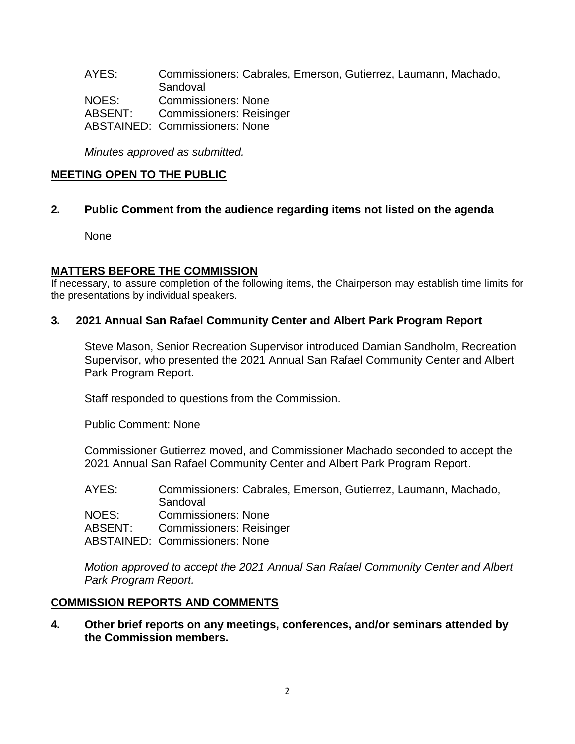AYES: Commissioners: Cabrales, Emerson, Gutierrez, Laumann, Machado, Sandoval
NOES: Commissioners: None
ABSENT: Commissioners: Reisinger
ABSTAINED: Commissioners: None

*Minutes approved as submitted.*

## MEETING OPEN TO THE PUBLIC

**2. Public Comment from the audience regarding items not listed on the agenda**

None

## MATTERS BEFORE THE COMMISSION

If necessary, to assure completion of the following items, the Chairperson may establish time limits for the presentations by individual speakers.

**3. 2021 Annual San Rafael Community Center and Albert Park Program Report**

Steve Mason, Senior Recreation Supervisor introduced Damian Sandholm, Recreation Supervisor, who presented the 2021 Annual San Rafael Community Center and Albert Park Program Report.

Staff responded to questions from the Commission.

Public Comment: None

Commissioner Gutierrez moved, and Commissioner Machado seconded to accept the 2021 Annual San Rafael Community Center and Albert Park Program Report.

AYES: Commissioners: Cabrales, Emerson, Gutierrez, Laumann, Machado, Sandoval
NOES: Commissioners: None
ABSENT: Commissioners: Reisinger
ABSTAINED: Commissioners: None

*Motion approved to accept the 2021 Annual San Rafael Community Center and Albert Park Program Report.*

## COMMISSION REPORTS AND COMMENTS

**4. Other brief reports on any meetings, conferences, and/or seminars attended by the Commission members.**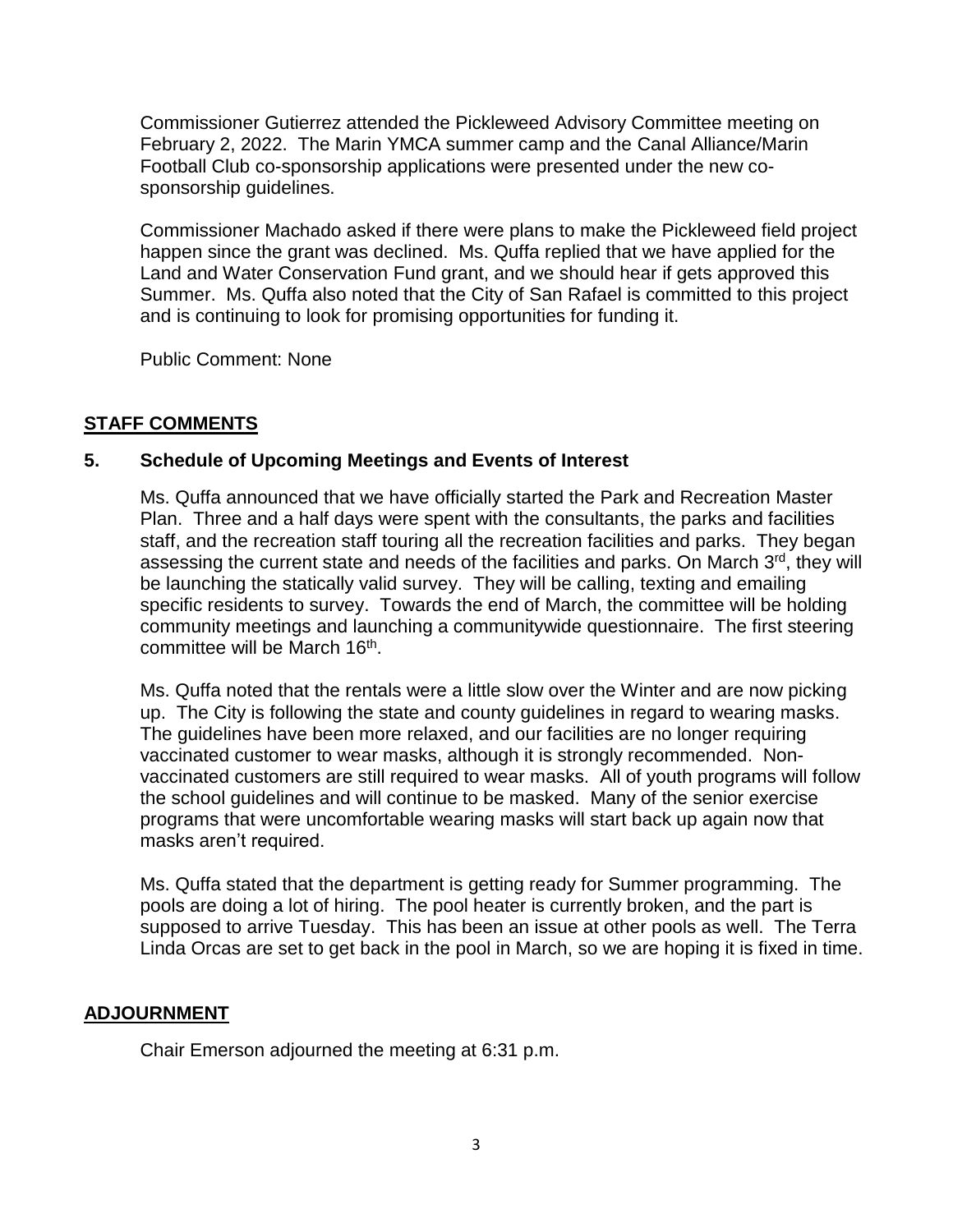Commissioner Gutierrez attended the Pickleweed Advisory Committee meeting on February 2, 2022. The Marin YMCA summer camp and the Canal Alliance/Marin Football Club co-sponsorship applications were presented under the new co-sponsorship guidelines.

Commissioner Machado asked if there were plans to make the Pickleweed field project happen since the grant was declined. Ms. Quffa replied that we have applied for the Land and Water Conservation Fund grant, and we should hear if gets approved this Summer. Ms. Quffa also noted that the City of San Rafael is committed to this project and is continuing to look for promising opportunities for funding it.

Public Comment: None

## STAFF COMMENTS

### 5. Schedule of Upcoming Meetings and Events of Interest

Ms. Quffa announced that we have officially started the Park and Recreation Master Plan. Three and a half days were spent with the consultants, the parks and facilities staff, and the recreation staff touring all the recreation facilities and parks. They began assessing the current state and needs of the facilities and parks. On March 3rd, they will be launching the statically valid survey. They will be calling, texting and emailing specific residents to survey. Towards the end of March, the committee will be holding community meetings and launching a communitywide questionnaire. The first steering committee will be March 16th.

Ms. Quffa noted that the rentals were a little slow over the Winter and are now picking up. The City is following the state and county guidelines in regard to wearing masks. The guidelines have been more relaxed, and our facilities are no longer requiring vaccinated customer to wear masks, although it is strongly recommended. Non-vaccinated customers are still required to wear masks. All of youth programs will follow the school guidelines and will continue to be masked. Many of the senior exercise programs that were uncomfortable wearing masks will start back up again now that masks aren't required.

Ms. Quffa stated that the department is getting ready for Summer programming. The pools are doing a lot of hiring. The pool heater is currently broken, and the part is supposed to arrive Tuesday. This has been an issue at other pools as well. The Terra Linda Orcas are set to get back in the pool in March, so we are hoping it is fixed in time.

## ADJOURNMENT

Chair Emerson adjourned the meeting at 6:31 p.m.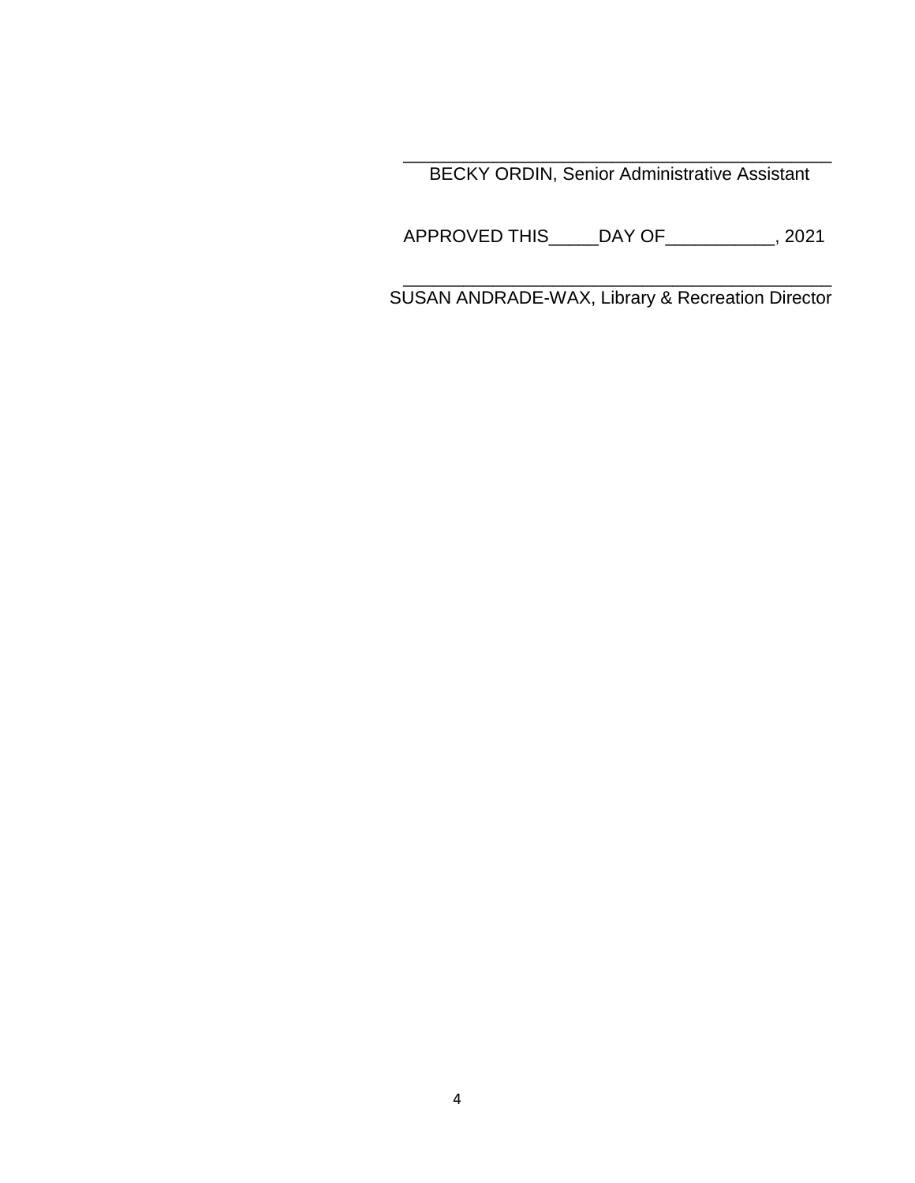\_\_\_\_\_\_\_\_\_\_\_\_\_\_\_\_\_\_\_\_\_\_\_\_\_\_\_\_\_\_\_\_\_\_\_\_\_\_\_\_\_\_\_

BECKY ORDIN, Senior Administrative Assistant

APPROVED THIS\_\_\_\_\_DAY OF\_\_\_\_\_\_\_\_\_\_\_, 2021

\_\_\_\_\_\_\_\_\_\_\_\_\_\_\_\_\_\_\_\_\_\_\_\_\_\_\_\_\_\_\_\_\_\_\_\_\_\_\_\_\_\_\_

SUSAN ANDRADE-WAX, Library & Recreation Director